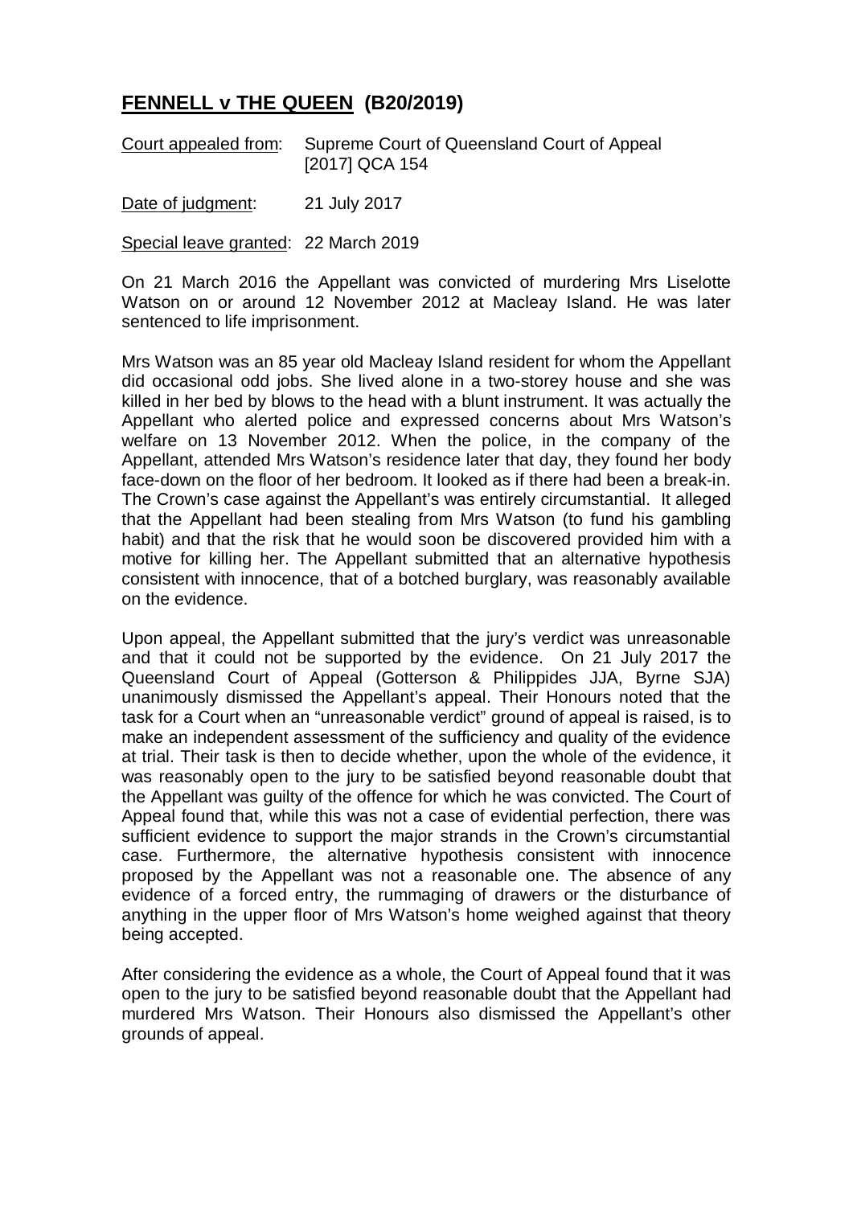# **FENNELL v THE QUEEN (B20/2019)**

Court appealed from: Supreme Court of Queensland Court of Appeal [2017] QCA 154

Date of judgment: 21 July 2017

Special leave granted: 22 March 2019

On 21 March 2016 the Appellant was convicted of murdering Mrs Liselotte Watson on or around 12 November 2012 at Macleay Island. He was later sentenced to life imprisonment.

Mrs Watson was an 85 year old Macleay Island resident for whom the Appellant did occasional odd jobs. She lived alone in a two-storey house and she was killed in her bed by blows to the head with a blunt instrument. It was actually the Appellant who alerted police and expressed concerns about Mrs Watson's welfare on 13 November 2012. When the police, in the company of the Appellant, attended Mrs Watson's residence later that day, they found her body face-down on the floor of her bedroom. It looked as if there had been a break-in. The Crown's case against the Appellant's was entirely circumstantial. It alleged that the Appellant had been stealing from Mrs Watson (to fund his gambling habit) and that the risk that he would soon be discovered provided him with a motive for killing her. The Appellant submitted that an alternative hypothesis consistent with innocence, that of a botched burglary, was reasonably available on the evidence.

Upon appeal, the Appellant submitted that the jury's verdict was unreasonable and that it could not be supported by the evidence. On 21 July 2017 the Queensland Court of Appeal (Gotterson & Philippides JJA, Byrne SJA) unanimously dismissed the Appellant's appeal. Their Honours noted that the task for a Court when an "unreasonable verdict" ground of appeal is raised, is to make an independent assessment of the sufficiency and quality of the evidence at trial. Their task is then to decide whether, upon the whole of the evidence, it was reasonably open to the jury to be satisfied beyond reasonable doubt that the Appellant was guilty of the offence for which he was convicted. The Court of Appeal found that, while this was not a case of evidential perfection, there was sufficient evidence to support the major strands in the Crown's circumstantial case. Furthermore, the alternative hypothesis consistent with innocence proposed by the Appellant was not a reasonable one. The absence of any evidence of a forced entry, the rummaging of drawers or the disturbance of anything in the upper floor of Mrs Watson's home weighed against that theory being accepted.

After considering the evidence as a whole, the Court of Appeal found that it was open to the jury to be satisfied beyond reasonable doubt that the Appellant had murdered Mrs Watson. Their Honours also dismissed the Appellant's other grounds of appeal.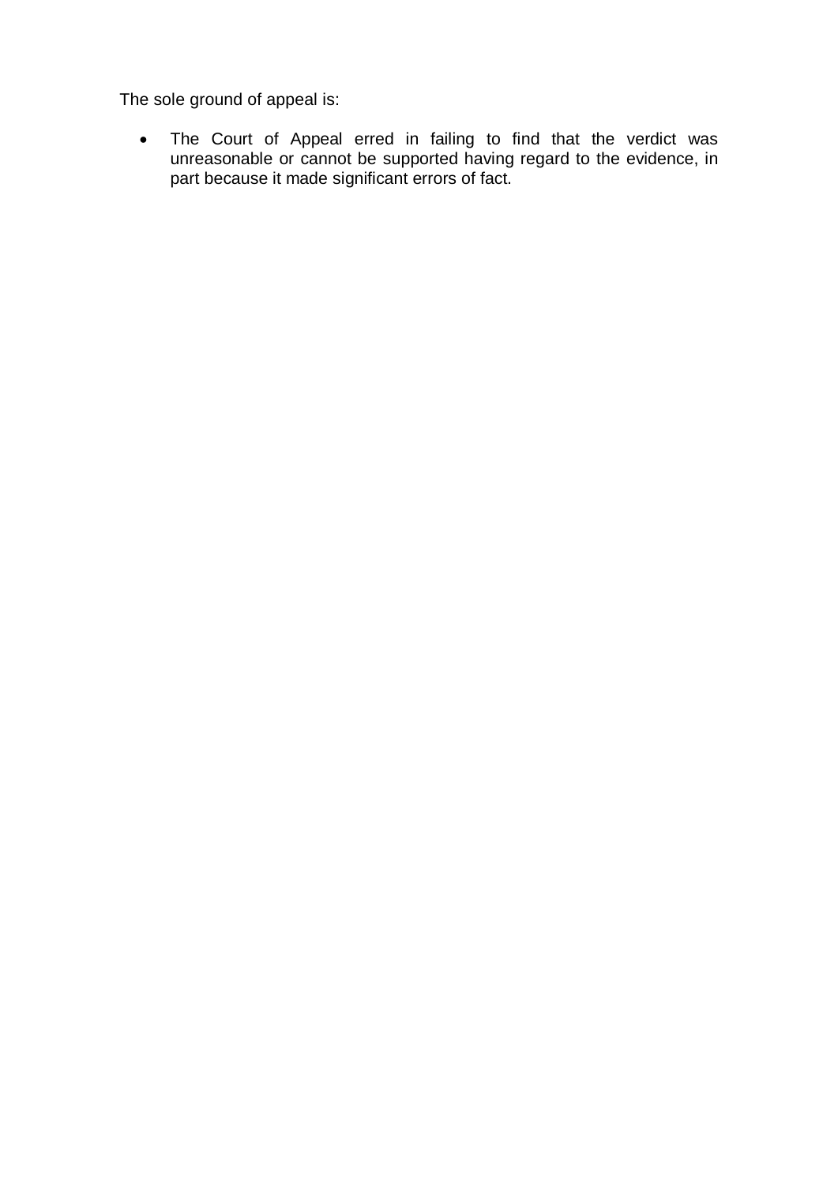The sole ground of appeal is:

- The Court of Appeal erred in failing to find that the verdict was unreasonable or cannot be supported having regard to the evidence, in part because it made significant errors of fact.